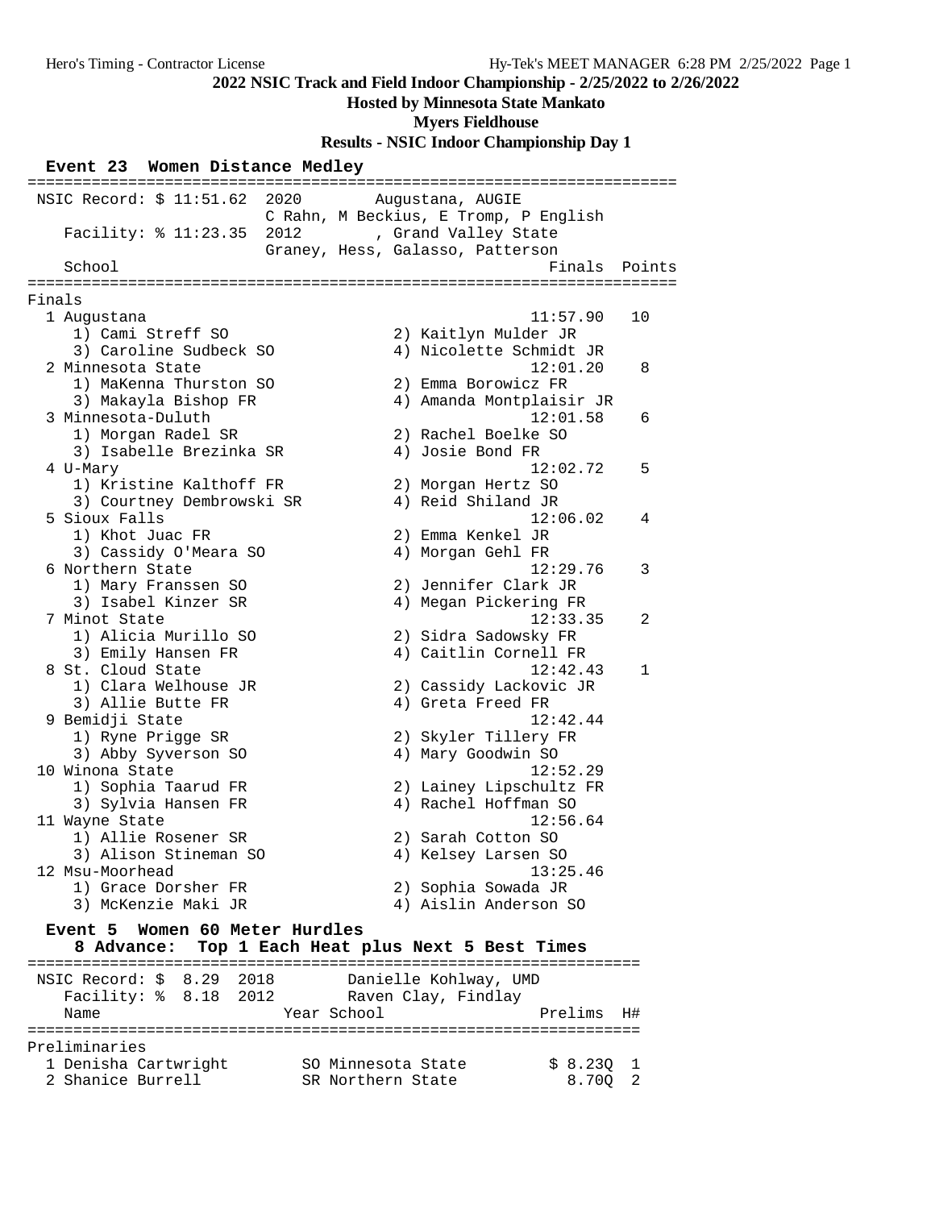# 2022 NSIC Track and Field Indoor Championship - 2/25/2022 to 2/26/2022

**Hosted by Minnesota State Mankato**

**Myers Fieldhouse**

**Results - NSIC Indoor Championship Day 1**

## Event 23 Women Distance Medley

NSIC Record: $ 11:51.62 2020 Augustana, AUGIE
C Rahn, M Beckius, E Tromp, P English

Facility: % 11:23.35 2012 , Grand Valley State
Graney, Hess, Galasso, Patterson

### Finals

| Place | School | Finals | Points |
|---|---|---|---|
| 1 | Augustana | 11:57.90 | 10 |
| | 1) Cami Streff SO, 2) Kaitlyn Mulder JR, 3) Caroline Sudbeck SO, 4) Nicolette Schmidt JR | | |
| 2 | Minnesota State | 12:01.20 | 8 |
| | 1) MaKenna Thurston SO, 2) Emma Borowicz FR, 3) Makayla Bishop FR, 4) Amanda Montplaisir JR | | |
| 3 | Minnesota-Duluth | 12:01.58 | 6 |
| | 1) Morgan Radel SR, 2) Rachel Boelke SO, 3) Isabelle Brezinka SR, 4) Josie Bond FR | | |
| 4 | U-Mary | 12:02.72 | 5 |
| | 1) Kristine Kalthoff FR, 2) Morgan Hertz SO, 3) Courtney Dembrowski SR, 4) Reid Shiland JR | | |
| 5 | Sioux Falls | 12:06.02 | 4 |
| | 1) Khot Juac FR, 2) Emma Kenkel JR, 3) Cassidy O'Meara SO, 4) Morgan Gehl FR | | |
| 6 | Northern State | 12:29.76 | 3 |
| | 1) Mary Franssen SO, 2) Jennifer Clark JR, 3) Isabel Kinzer SR, 4) Megan Pickering FR | | |
| 7 | Minot State | 12:33.35 | 2 |
| | 1) Alicia Murillo SO, 2) Sidra Sadowsky FR, 3) Emily Hansen FR, 4) Caitlin Cornell FR | | |
| 8 | St. Cloud State | 12:42.43 | 1 |
| | 1) Clara Welhouse JR, 2) Cassidy Lackovic JR, 3) Allie Butte FR, 4) Greta Freed FR | | |
| 9 | Bemidji State | 12:42.44 | |
| | 1) Ryne Prigge SR, 2) Skyler Tillery FR, 3) Abby Syverson SO, 4) Mary Goodwin SO | | |
| 10 | Winona State | 12:52.29 | |
| | 1) Sophia Taarud FR, 2) Lainey Lipschultz FR, 3) Sylvia Hansen FR, 4) Rachel Hoffman SO | | |
| 11 | Wayne State | 12:56.64 | |
| | 1) Allie Rosener SR, 2) Sarah Cotton SO, 3) Alison Stineman SO, 4) Kelsey Larsen SO | | |
| 12 | Msu-Moorhead | 13:25.46 | |
| | 1) Grace Dorsher FR, 2) Sophia Sowada JR, 3) McKenzie Maki JR, 4) Aislin Anderson SO | | |

## Event 5 Women 60 Meter Hurdles

**8 Advance: Top 1 Each Heat plus Next 5 Best Times**

NSIC Record: $ 8.29 2018 Danielle Kohlway, UMD

Facility: % 8.18 2012 Raven Clay, Findlay

### Preliminaries

| Place | Name | Year | School | Prelims | H# |
|---|---|---|---|---|---|
| 1 | Denisha Cartwright | SO | Minnesota State | $ 8.23Q | 1 |
| 2 | Shanice Burrell | SR | Northern State | 8.70Q | 2 |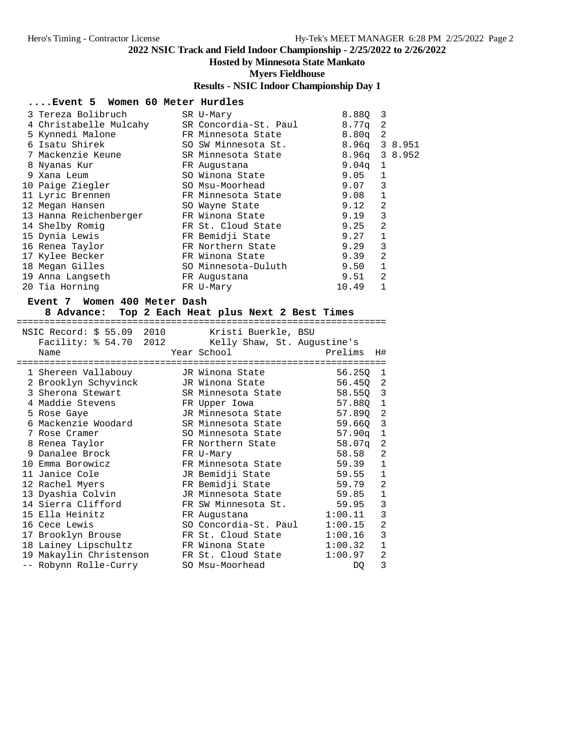## 2022 NSIC Track and Field Indoor Championship - 2/25/2022 to 2/26/2022

**Hosted by Minnesota State Mankato**

**Myers Fieldhouse**

**Results - NSIC Indoor Championship Day 1**

### ....Event 5 Women 60 Meter Hurdles

| Place | Name | Year | School | Prelims | H# | Tiebreak |
|---|---|---|---|---|---|---|
| 3 | Tereza Bolibruch | SR | U-Mary | 8.88Q | 3 | |
| 4 | Christabelle Mulcahy | SR | Concordia-St. Paul | 8.77q | 2 | |
| 5 | Kynnedi Malone | FR | Minnesota State | 8.80q | 2 | |
| 6 | Isatu Shirek | SO | SW Minnesota St. | 8.96q | 3 | 8.951 |
| 7 | Mackenzie Keune | SR | Minnesota State | 8.96q | 3 | 8.952 |
| 8 | Nyanas Kur | FR | Augustana | 9.04q | 1 | |
| 9 | Xana Leum | SO | Winona State | 9.05 | 1 | |
| 10 | Paige Ziegler | SO | Msu-Moorhead | 9.07 | 3 | |
| 11 | Lyric Brennen | FR | Minnesota State | 9.08 | 1 | |
| 12 | Megan Hansen | SO | Wayne State | 9.12 | 2 | |
| 13 | Hanna Reichenberger | FR | Winona State | 9.19 | 3 | |
| 14 | Shelby Romig | FR | St. Cloud State | 9.25 | 2 | |
| 15 | Dynia Lewis | FR | Bemidji State | 9.27 | 1 | |
| 16 | Renea Taylor | FR | Northern State | 9.29 | 3 | |
| 17 | Kylee Becker | FR | Winona State | 9.39 | 2 | |
| 18 | Megan Gilles | SO | Minnesota-Duluth | 9.50 | 1 | |
| 19 | Anna Langseth | FR | Augustana | 9.51 | 2 | |
| 20 | Tia Horning | FR | U-Mary | 10.49 | 1 | |

### Event 7 Women 400 Meter Dash

**8 Advance: Top 2 Each Heat plus Next 2 Best Times**

NSIC Record: $ 55.09 2010 Kristi Buerkle, BSU
Facility: % 54.70 2012 Kelly Shaw, St. Augustine's

| Place | Name | Year | School | Prelims | H# |
|---|---|---|---|---|---|
| 1 | Shereen Vallabouy | JR | Winona State | 56.25Q | 1 |
| 2 | Brooklyn Schyvinck | JR | Winona State | 56.45Q | 2 |
| 3 | Sherona Stewart | SR | Minnesota State | 58.55Q | 3 |
| 4 | Maddie Stevens | FR | Upper Iowa | 57.88Q | 1 |
| 5 | Rose Gaye | JR | Minnesota State | 57.89Q | 2 |
| 6 | Mackenzie Woodard | SR | Minnesota State | 59.66Q | 3 |
| 7 | Rose Cramer | SO | Minnesota State | 57.90q | 1 |
| 8 | Renea Taylor | FR | Northern State | 58.07q | 2 |
| 9 | Danalee Brock | FR | U-Mary | 58.58 | 2 |
| 10 | Emma Borowicz | FR | Minnesota State | 59.39 | 1 |
| 11 | Janice Cole | JR | Bemidji State | 59.55 | 1 |
| 12 | Rachel Myers | FR | Bemidji State | 59.79 | 2 |
| 13 | Dyashia Colvin | JR | Minnesota State | 59.85 | 1 |
| 14 | Sierra Clifford | FR | SW Minnesota St. | 59.95 | 3 |
| 15 | Ella Heinitz | FR | Augustana | 1:00.11 | 3 |
| 16 | Cece Lewis | SO | Concordia-St. Paul | 1:00.15 | 2 |
| 17 | Brooklyn Brouse | FR | St. Cloud State | 1:00.16 | 3 |
| 18 | Lainey Lipschultz | FR | Winona State | 1:00.32 | 1 |
| 19 | Makaylin Christenson | FR | St. Cloud State | 1:00.97 | 2 |
| -- | Robynn Rolle-Curry | SO | Msu-Moorhead | DQ | 3 |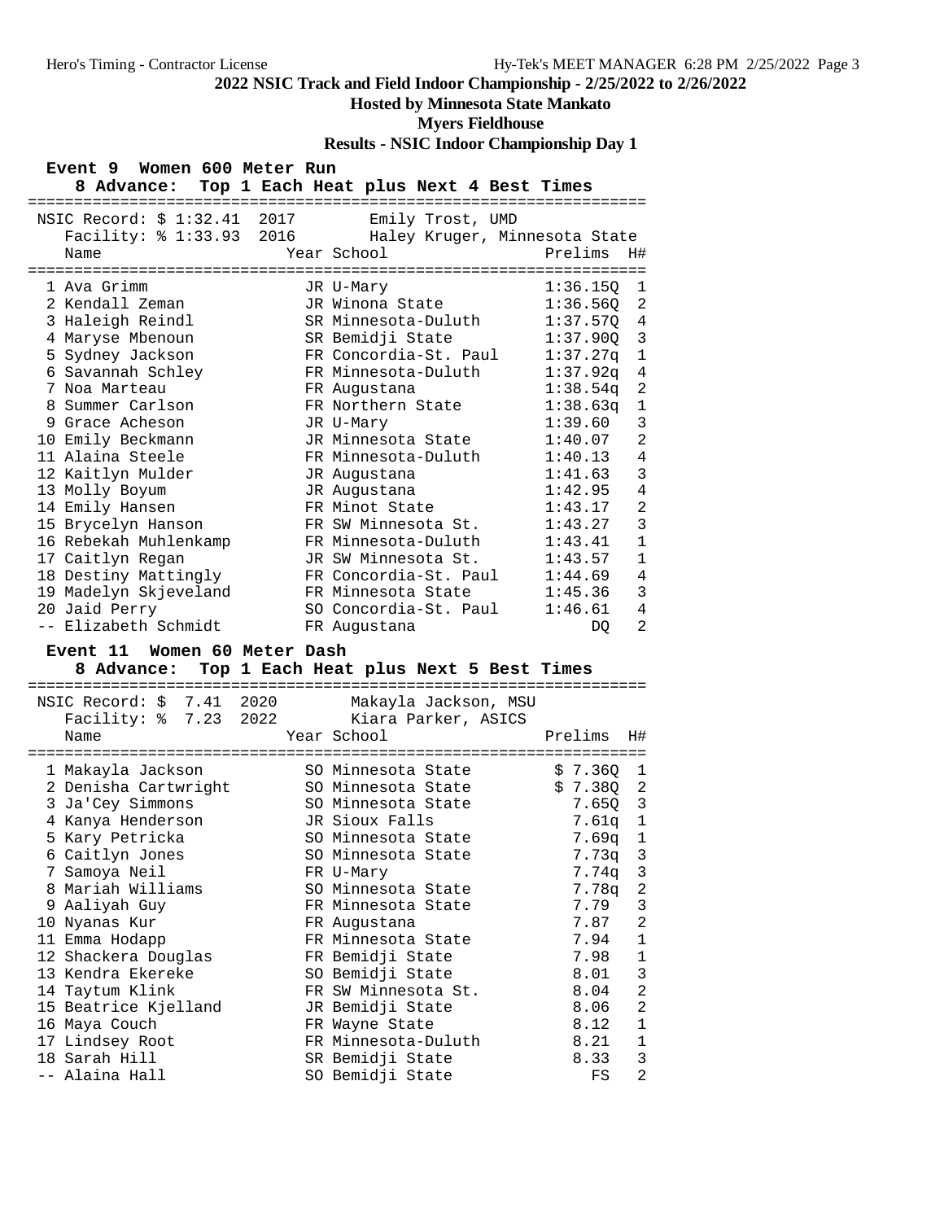# 2022 NSIC Track and Field Indoor Championship - 2/25/2022 to 2/26/2022

**Hosted by Minnesota State Mankato**

**Myers Fieldhouse**

**Results - NSIC Indoor Championship Day 1**

## Event 9 Women 600 Meter Run

**8 Advance: Top 1 Each Heat plus Next 4 Best Times**

NSIC Record: $ 1:32.41 2017 Emily Trost, UMD
Facility: % 1:33.93 2016 Haley Kruger, Minnesota State

| Place | Name | Year | School | Prelims | H# |
|---|---|---|---|---|---|
| 1 | Ava Grimm | JR | U-Mary | 1:36.15Q | 1 |
| 2 | Kendall Zeman | JR | Winona State | 1:36.56Q | 2 |
| 3 | Haleigh Reindl | SR | Minnesota-Duluth | 1:37.57Q | 4 |
| 4 | Maryse Mbenoun | SR | Bemidji State | 1:37.90Q | 3 |
| 5 | Sydney Jackson | FR | Concordia-St. Paul | 1:37.27q | 1 |
| 6 | Savannah Schley | FR | Minnesota-Duluth | 1:37.92q | 4 |
| 7 | Noa Marteau | FR | Augustana | 1:38.54q | 2 |
| 8 | Summer Carlson | FR | Northern State | 1:38.63q | 1 |
| 9 | Grace Acheson | JR | U-Mary | 1:39.60 | 3 |
| 10 | Emily Beckmann | JR | Minnesota State | 1:40.07 | 2 |
| 11 | Alaina Steele | FR | Minnesota-Duluth | 1:40.13 | 4 |
| 12 | Kaitlyn Mulder | JR | Augustana | 1:41.63 | 3 |
| 13 | Molly Boyum | JR | Augustana | 1:42.95 | 4 |
| 14 | Emily Hansen | FR | Minot State | 1:43.17 | 2 |
| 15 | Brycelyn Hanson | FR | SW Minnesota St. | 1:43.27 | 3 |
| 16 | Rebekah Muhlenkamp | FR | Minnesota-Duluth | 1:43.41 | 1 |
| 17 | Caitlyn Regan | JR | SW Minnesota St. | 1:43.57 | 1 |
| 18 | Destiny Mattingly | FR | Concordia-St. Paul | 1:44.69 | 4 |
| 19 | Madelyn Skjeveland | FR | Minnesota State | 1:45.36 | 3 |
| 20 | Jaid Perry | SO | Concordia-St. Paul | 1:46.61 | 4 |
| -- | Elizabeth Schmidt | FR | Augustana | DQ | 2 |

## Event 11 Women 60 Meter Dash

**8 Advance: Top 1 Each Heat plus Next 5 Best Times**

NSIC Record: $ 7.41 2020 Makayla Jackson, MSU
Facility: % 7.23 2022 Kiara Parker, ASICS

| Place | Name | Year | School | Prelims | H# |
|---|---|---|---|---|---|
| 1 | Makayla Jackson | SO | Minnesota State | $ 7.36Q | 1 |
| 2 | Denisha Cartwright | SO | Minnesota State | $ 7.38Q | 2 |
| 3 | Ja'Cey Simmons | SO | Minnesota State | 7.65Q | 3 |
| 4 | Kanya Henderson | JR | Sioux Falls | 7.61q | 1 |
| 5 | Kary Petricka | SO | Minnesota State | 7.69q | 1 |
| 6 | Caitlyn Jones | SO | Minnesota State | 7.73q | 3 |
| 7 | Samoya Neil | FR | U-Mary | 7.74q | 3 |
| 8 | Mariah Williams | SO | Minnesota State | 7.78q | 2 |
| 9 | Aaliyah Guy | FR | Minnesota State | 7.79 | 3 |
| 10 | Nyanas Kur | FR | Augustana | 7.87 | 2 |
| 11 | Emma Hodapp | FR | Minnesota State | 7.94 | 1 |
| 12 | Shackera Douglas | FR | Bemidji State | 7.98 | 1 |
| 13 | Kendra Ekereke | SO | Bemidji State | 8.01 | 3 |
| 14 | Taytum Klink | FR | SW Minnesota St. | 8.04 | 2 |
| 15 | Beatrice Kjelland | JR | Bemidji State | 8.06 | 2 |
| 16 | Maya Couch | FR | Wayne State | 8.12 | 1 |
| 17 | Lindsey Root | FR | Minnesota-Duluth | 8.21 | 1 |
| 18 | Sarah Hill | SR | Bemidji State | 8.33 | 3 |
| -- | Alaina Hall | SO | Bemidji State | FS | 2 |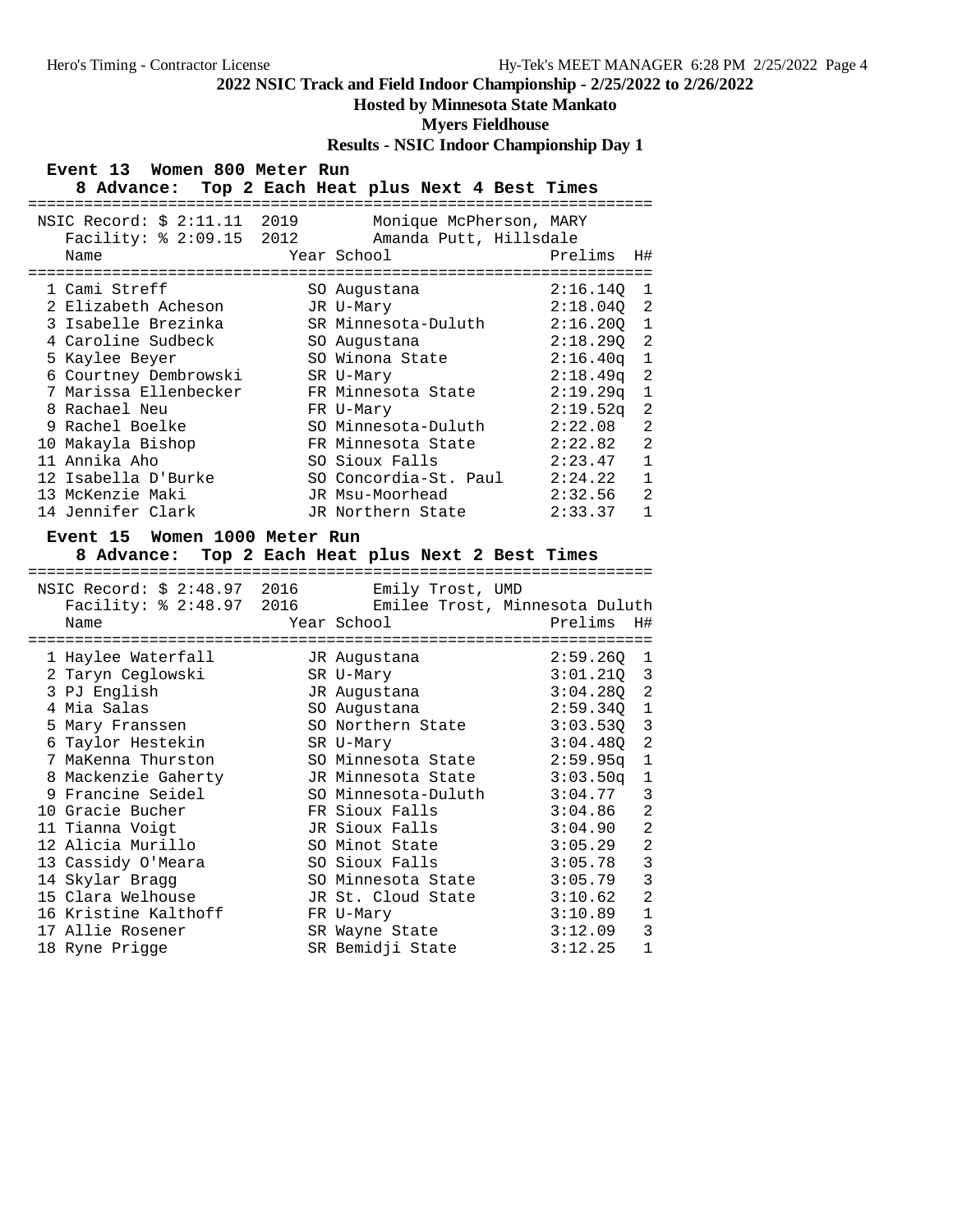## 2022 NSIC Track and Field Indoor Championship - 2/25/2022 to 2/26/2022

### Hosted by Minnesota State Mankato

### Myers Fieldhouse

### Results - NSIC Indoor Championship Day 1

**Event 13 Women 800 Meter Run**

**8 Advance: Top 2 Each Heat plus Next 4 Best Times**

NSIC Record: $ 2:11.11 2019 Monique McPherson, MARY
Facility: % 2:09.15 2012 Amanda Putt, Hillsdale

| | Name | Year | School | Prelims | H# |
|---|---|---|---|---|---|
| 1 | Cami Streff | SO | Augustana | 2:16.14Q | 1 |
| 2 | Elizabeth Acheson | JR | U-Mary | 2:18.04Q | 2 |
| 3 | Isabelle Brezinka | SR | Minnesota-Duluth | 2:16.20Q | 1 |
| 4 | Caroline Sudbeck | SO | Augustana | 2:18.29Q | 2 |
| 5 | Kaylee Beyer | SO | Winona State | 2:16.40q | 1 |
| 6 | Courtney Dembrowski | SR | U-Mary | 2:18.49q | 2 |
| 7 | Marissa Ellenbecker | FR | Minnesota State | 2:19.29q | 1 |
| 8 | Rachael Neu | FR | U-Mary | 2:19.52q | 2 |
| 9 | Rachel Boelke | SO | Minnesota-Duluth | 2:22.08 | 2 |
| 10 | Makayla Bishop | FR | Minnesota State | 2:22.82 | 2 |
| 11 | Annika Aho | SO | Sioux Falls | 2:23.47 | 1 |
| 12 | Isabella D'Burke | SO | Concordia-St. Paul | 2:24.22 | 1 |
| 13 | McKenzie Maki | JR | Msu-Moorhead | 2:32.56 | 2 |
| 14 | Jennifer Clark | JR | Northern State | 2:33.37 | 1 |

**Event 15 Women 1000 Meter Run**

**8 Advance: Top 2 Each Heat plus Next 2 Best Times**

NSIC Record: $ 2:48.97 2016 Emily Trost, UMD
Facility: % 2:48.97 2016 Emilee Trost, Minnesota Duluth

| | Name | Year | School | Prelims | H# |
|---|---|---|---|---|---|
| 1 | Haylee Waterfall | JR | Augustana | 2:59.26Q | 1 |
| 2 | Taryn Ceglowski | SR | U-Mary | 3:01.21Q | 3 |
| 3 | PJ English | JR | Augustana | 3:04.28Q | 2 |
| 4 | Mia Salas | SO | Augustana | 2:59.34Q | 1 |
| 5 | Mary Franssen | SO | Northern State | 3:03.53Q | 3 |
| 6 | Taylor Hestekin | SR | U-Mary | 3:04.48Q | 2 |
| 7 | MaKenna Thurston | SO | Minnesota State | 2:59.95q | 1 |
| 8 | Mackenzie Gaherty | JR | Minnesota State | 3:03.50q | 1 |
| 9 | Francine Seidel | SO | Minnesota-Duluth | 3:04.77 | 3 |
| 10 | Gracie Bucher | FR | Sioux Falls | 3:04.86 | 2 |
| 11 | Tianna Voigt | JR | Sioux Falls | 3:04.90 | 2 |
| 12 | Alicia Murillo | SO | Minot State | 3:05.29 | 2 |
| 13 | Cassidy O'Meara | SO | Sioux Falls | 3:05.78 | 3 |
| 14 | Skylar Bragg | SO | Minnesota State | 3:05.79 | 3 |
| 15 | Clara Welhouse | JR | St. Cloud State | 3:10.62 | 2 |
| 16 | Kristine Kalthoff | FR | U-Mary | 3:10.89 | 1 |
| 17 | Allie Rosener | SR | Wayne State | 3:12.09 | 3 |
| 18 | Ryne Prigge | SR | Bemidji State | 3:12.25 | 1 |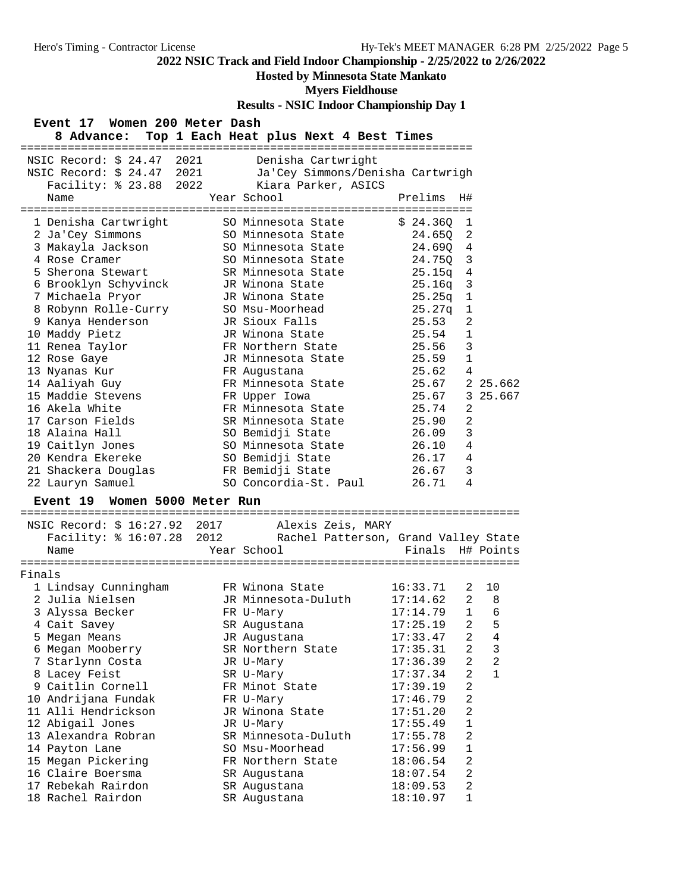# 2022 NSIC Track and Field Indoor Championship - 2/25/2022 to 2/26/2022

**Hosted by Minnesota State Mankato**

**Myers Fieldhouse**

**Results - NSIC Indoor Championship Day 1**

## Event 17 Women 200 Meter Dash

**8 Advance: Top 1 Each Heat plus Next 4 Best Times**

NSIC Record: $ 24.47 2021 Denisha Cartwright
NSIC Record: $ 24.47 2021 Ja'Cey Simmons/Denisha Cartwrigh
Facility: % 23.88 2022 Kiara Parker, ASICS

| | Name | Year | School | Prelims | H# | |
|---|---|---|---|---|---|---|
| 1 | Denisha Cartwright | SO | Minnesota State | $ 24.36Q | 1 | |
| 2 | Ja'Cey Simmons | SO | Minnesota State | 24.65Q | 2 | |
| 3 | Makayla Jackson | SO | Minnesota State | 24.69Q | 4 | |
| 4 | Rose Cramer | SO | Minnesota State | 24.75Q | 3 | |
| 5 | Sherona Stewart | SR | Minnesota State | 25.15q | 4 | |
| 6 | Brooklyn Schyvinck | JR | Winona State | 25.16q | 3 | |
| 7 | Michaela Pryor | JR | Winona State | 25.25q | 1 | |
| 8 | Robynn Rolle-Curry | SO | Msu-Moorhead | 25.27q | 1 | |
| 9 | Kanya Henderson | JR | Sioux Falls | 25.53 | 2 | |
| 10 | Maddy Pietz | JR | Winona State | 25.54 | 1 | |
| 11 | Renea Taylor | FR | Northern State | 25.56 | 3 | |
| 12 | Rose Gaye | JR | Minnesota State | 25.59 | 1 | |
| 13 | Nyanas Kur | FR | Augustana | 25.62 | 4 | |
| 14 | Aaliyah Guy | FR | Minnesota State | 25.67 | 2 | 25.662 |
| 15 | Maddie Stevens | FR | Upper Iowa | 25.67 | 3 | 25.667 |
| 16 | Akela White | FR | Minnesota State | 25.74 | 2 | |
| 17 | Carson Fields | SR | Minnesota State | 25.90 | 2 | |
| 18 | Alaina Hall | SO | Bemidji State | 26.09 | 3 | |
| 19 | Caitlyn Jones | SO | Minnesota State | 26.10 | 4 | |
| 20 | Kendra Ekereke | SO | Bemidji State | 26.17 | 4 | |
| 21 | Shackera Douglas | FR | Bemidji State | 26.67 | 3 | |
| 22 | Lauryn Samuel | SO | Concordia-St. Paul | 26.71 | 4 | |

## Event 19 Women 5000 Meter Run

NSIC Record: $ 16:27.92 2017 Alexis Zeis, MARY
Facility: % 16:07.28 2012 Rachel Patterson, Grand Valley State

**Finals**

| | Name | Year | School | Finals | H# | Points |
|---|---|---|---|---|---|---|
| 1 | Lindsay Cunningham | FR | Winona State | 16:33.71 | 2 | 10 |
| 2 | Julia Nielsen | JR | Minnesota-Duluth | 17:14.62 | 2 | 8 |
| 3 | Alyssa Becker | FR | U-Mary | 17:14.79 | 1 | 6 |
| 4 | Cait Savey | SR | Augustana | 17:25.19 | 2 | 5 |
| 5 | Megan Means | JR | Augustana | 17:33.47 | 2 | 4 |
| 6 | Megan Mooberry | SR | Northern State | 17:35.31 | 2 | 3 |
| 7 | Starlynn Costa | JR | U-Mary | 17:36.39 | 2 | 2 |
| 8 | Lacey Feist | SR | U-Mary | 17:37.34 | 2 | 1 |
| 9 | Caitlin Cornell | FR | Minot State | 17:39.19 | 2 | |
| 10 | Andrijana Fundak | FR | U-Mary | 17:46.79 | 2 | |
| 11 | Alli Hendrickson | JR | Winona State | 17:51.20 | 2 | |
| 12 | Abigail Jones | JR | U-Mary | 17:55.49 | 1 | |
| 13 | Alexandra Robran | SR | Minnesota-Duluth | 17:55.78 | 2 | |
| 14 | Payton Lane | SO | Msu-Moorhead | 17:56.99 | 1 | |
| 15 | Megan Pickering | FR | Northern State | 18:06.54 | 2 | |
| 16 | Claire Boersma | SR | Augustana | 18:07.54 | 2 | |
| 17 | Rebekah Rairdon | SR | Augustana | 18:09.53 | 2 | |
| 18 | Rachel Rairdon | SR | Augustana | 18:10.97 | 1 | |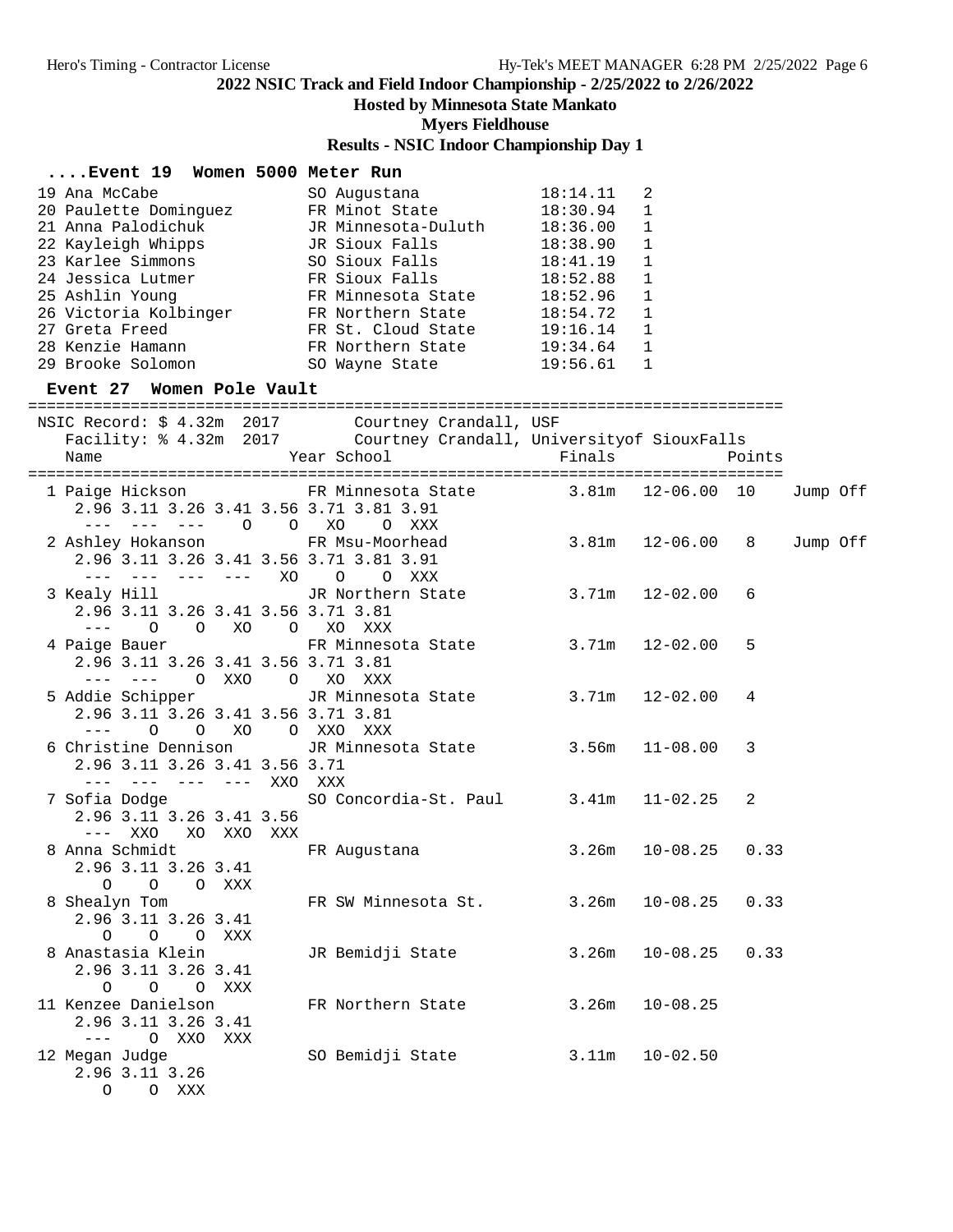# 2022 NSIC Track and Field Indoor Championship - 2/25/2022 to 2/26/2022

## Hosted by Minnesota State Mankato

## Myers Fieldhouse

## Results - NSIC Indoor Championship Day 1

### ....Event 19 Women 5000 Meter Run

| Place | Name | Year | School | Finals | Points |
|---|---|---|---|---|---|
| 19 | Ana McCabe | SO | Augustana | 18:14.11 | 2 |
| 20 | Paulette Dominguez | FR | Minot State | 18:30.94 | 1 |
| 21 | Anna Palodichuk | JR | Minnesota-Duluth | 18:36.00 | 1 |
| 22 | Kayleigh Whipps | JR | Sioux Falls | 18:38.90 | 1 |
| 23 | Karlee Simmons | SO | Sioux Falls | 18:41.19 | 1 |
| 24 | Jessica Lutmer | FR | Sioux Falls | 18:52.88 | 1 |
| 25 | Ashlin Young | FR | Minnesota State | 18:52.96 | 1 |
| 26 | Victoria Kolbinger | FR | Northern State | 18:54.72 | 1 |
| 27 | Greta Freed | FR | St. Cloud State | 19:16.14 | 1 |
| 28 | Kenzie Hamann | FR | Northern State | 19:34.64 | 1 |
| 29 | Brooke Solomon | SO | Wayne State | 19:56.61 | 1 |

### Event 27 Women Pole Vault

```
================================================================================
NSIC Record: $ 4.32m  2017        Courtney Crandall, USF
  Facility: % 4.32m  2017        Courtney Crandall, Universityof SiouxFalls
    Name                    Year School                  Finals            Points
================================================================================
  1 Paige Hickson           FR Minnesota State         3.81m   12-06.00  10    Jump Off
      2.96 3.11 3.26 3.41 3.56 3.71 3.81 3.91
       ---  ---  ---    O    O   XO    O  XXX
  2 Ashley Hokanson         FR Msu-Moorhead            3.81m   12-06.00   8    Jump Off
      2.96 3.11 3.26 3.41 3.56 3.71 3.81 3.91
       ---  ---  ---  ---   XO    O    O  XXX
  3 Kealy Hill              JR Northern State          3.71m   12-02.00   6
      2.96 3.11 3.26 3.41 3.56 3.71 3.81
       ---    O    O   XO    O   XO  XXX
  4 Paige Bauer             FR Minnesota State         3.71m   12-02.00   5
      2.96 3.11 3.26 3.41 3.56 3.71 3.81
       ---  ---    O  XXO    O   XO  XXX
  5 Addie Schipper          JR Minnesota State         3.71m   12-02.00   4
      2.96 3.11 3.26 3.41 3.56 3.71 3.81
       ---    O    O   XO    O  XXO  XXX
  6 Christine Dennison      JR Minnesota State         3.56m   11-08.00   3
      2.96 3.11 3.26 3.41 3.56 3.71
       ---  ---  ---  ---  XXO  XXX
  7 Sofia Dodge             SO Concordia-St. Paul      3.41m   11-02.25   2
      2.96 3.11 3.26 3.41 3.56
       ---  XXO   XO  XXO  XXX
  8 Anna Schmidt            FR Augustana               3.26m   10-08.25   0.33
      2.96 3.11 3.26 3.41
         O    O    O  XXX
  8 Shealyn Tom             FR SW Minnesota St.        3.26m   10-08.25   0.33
      2.96 3.11 3.26 3.41
         O    O    O  XXX
  8 Anastasia Klein         JR Bemidji State           3.26m   10-08.25   0.33
      2.96 3.11 3.26 3.41
         O    O    O  XXX
 11 Kenzee Danielson        FR Northern State          3.26m   10-08.25
      2.96 3.11 3.26 3.41
       ---    O  XXO  XXX
 12 Megan Judge             SO Bemidji State           3.11m   10-02.50
      2.96 3.11 3.26
         O    O  XXX
```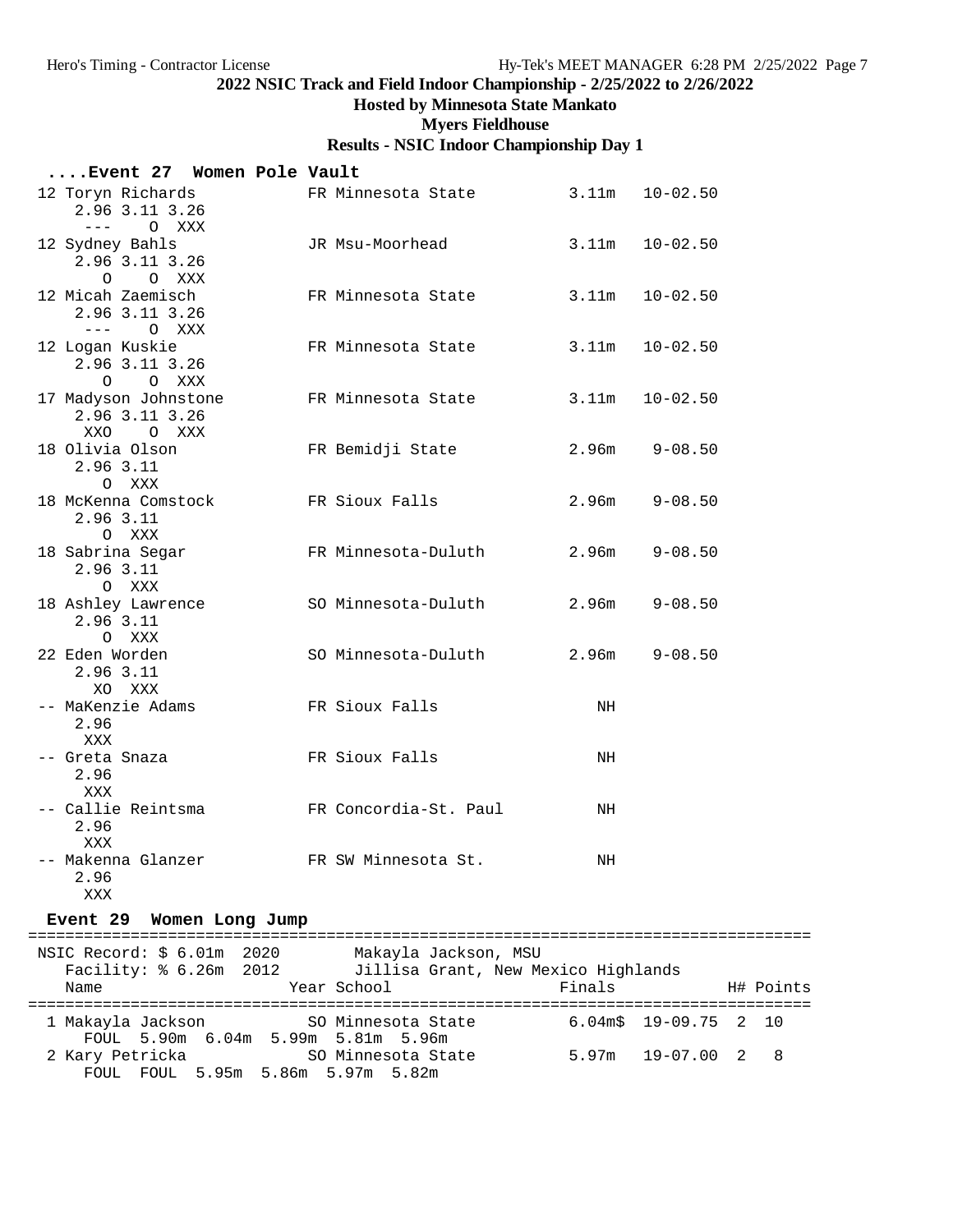# 2022 NSIC Track and Field Indoor Championship - 2/25/2022 to 2/26/2022

## Hosted by Minnesota State Mankato

## Myers Fieldhouse

## Results - NSIC Indoor Championship Day 1

### ....Event 27  Women Pole Vault

```
 12 Toryn Richards           FR Minnesota State         3.11m   10-02.50
     2.96 3.11 3.26
      ---    O  XXX
 12 Sydney Bahls             JR Msu-Moorhead            3.11m   10-02.50
     2.96 3.11 3.26
       O     O  XXX
 12 Micah Zaemisch           FR Minnesota State         3.11m   10-02.50
     2.96 3.11 3.26
      ---    O  XXX
 12 Logan Kuskie             FR Minnesota State         3.11m   10-02.50
     2.96 3.11 3.26
       O     O  XXX
 17 Madyson Johnstone        FR Minnesota State         3.11m   10-02.50
     2.96 3.11 3.26
      XXO    O  XXX
 18 Olivia Olson             FR Bemidji State           2.96m    9-08.50
     2.96 3.11
       O  XXX
 18 McKenna Comstock         FR Sioux Falls             2.96m    9-08.50
     2.96 3.11
       O  XXX
 18 Sabrina Segar            FR Minnesota-Duluth        2.96m    9-08.50
     2.96 3.11
       O  XXX
 18 Ashley Lawrence          SO Minnesota-Duluth        2.96m    9-08.50
     2.96 3.11
       O  XXX
 22 Eden Worden              SO Minnesota-Duluth        2.96m    9-08.50
     2.96 3.11
      XO  XXX
 -- MaKenzie Adams           FR Sioux Falls                NH
     2.96
      XXX
 -- Greta Snaza              FR Sioux Falls                NH
     2.96
      XXX
 -- Callie Reintsma          FR Concordia-St. Paul         NH
     2.96
      XXX
 -- Makenna Glanzer          FR SW Minnesota St.           NH
     2.96
      XXX
```

### Event 29  Women Long Jump

```
=====================================================================================
 NSIC Record: $ 6.01m  2020        Makayla Jackson, MSU
    Facility: % 6.26m  2012        Jillisa Grant, New Mexico Highlands
    Name                    Year School                 Finals             H# Points
=====================================================================================
  1 Makayla Jackson          SO Minnesota State          6.04m$  19-09.75  2  10
      FOUL  5.90m  6.04m  5.99m  5.81m  5.96m
  2 Kary Petricka            SO Minnesota State          5.97m   19-07.00  2   8
      FOUL  FOUL  5.95m  5.86m  5.97m  5.82m
```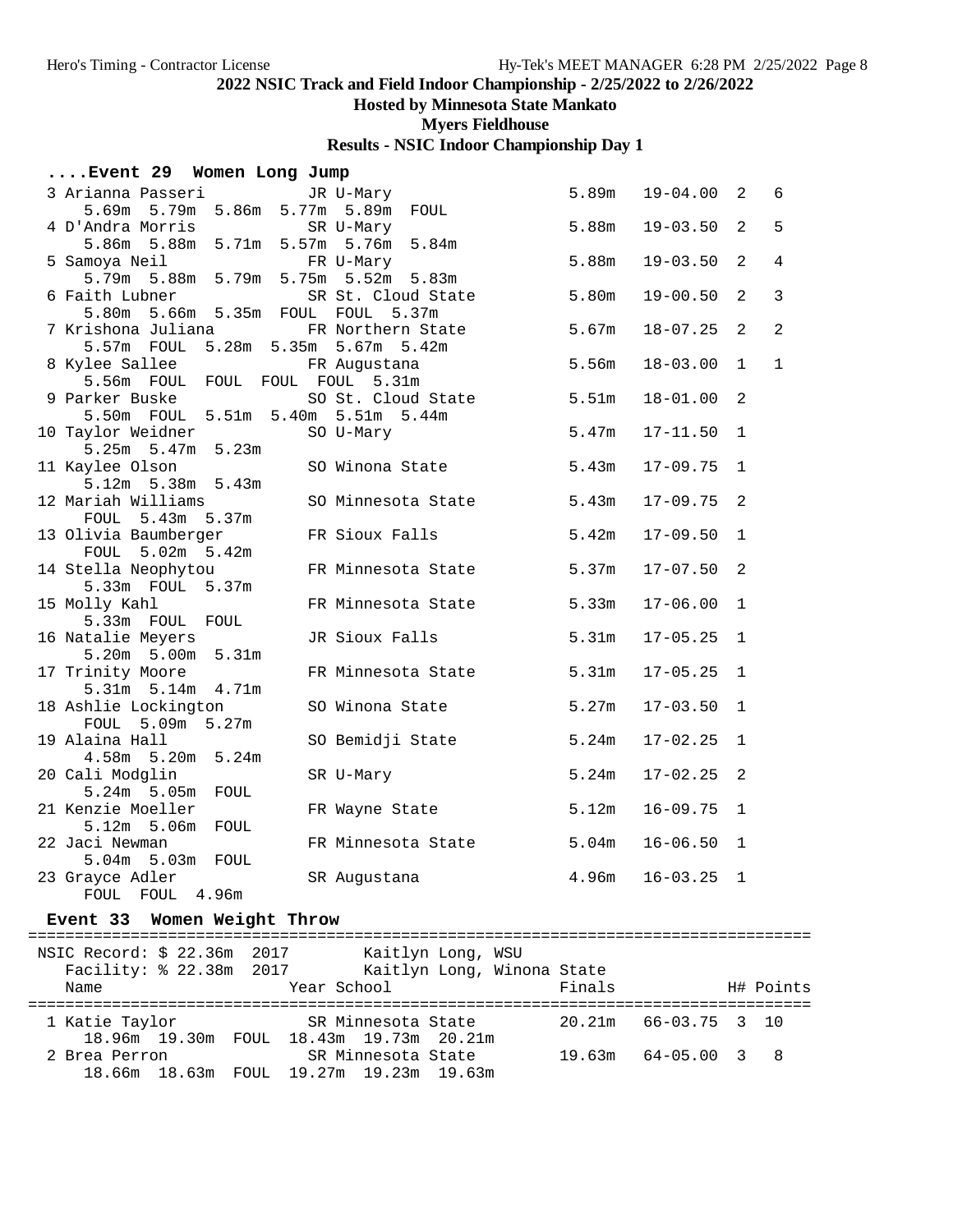# 2022 NSIC Track and Field Indoor Championship - 2/25/2022 to 2/26/2022

## Hosted by Minnesota State Mankato

## Myers Fieldhouse

## Results - NSIC Indoor Championship Day 1

### ....Event 29 Women Long Jump

| Place | Name | Year | School | Finals | | H# | Points |
|---|---|---|---|---|---|---|---|
| 3 | Arianna Passeri | JR | U-Mary | 5.89m | 19-04.00 | 2 | 6 |
| | 5.69m 5.79m 5.86m 5.77m 5.89m FOUL | | | | | | |
| 4 | D'Andra Morris | SR | U-Mary | 5.88m | 19-03.50 | 2 | 5 |
| | 5.86m 5.88m 5.71m 5.57m 5.76m 5.84m | | | | | | |
| 5 | Samoya Neil | FR | U-Mary | 5.88m | 19-03.50 | 2 | 4 |
| | 5.79m 5.88m 5.79m 5.75m 5.52m 5.83m | | | | | | |
| 6 | Faith Lubner | SR | St. Cloud State | 5.80m | 19-00.50 | 2 | 3 |
| | 5.80m 5.66m 5.35m FOUL FOUL 5.37m | | | | | | |
| 7 | Krishona Juliana | FR | Northern State | 5.67m | 18-07.25 | 2 | 2 |
| | 5.57m FOUL 5.28m 5.35m 5.67m 5.42m | | | | | | |
| 8 | Kylee Sallee | FR | Augustana | 5.56m | 18-03.00 | 1 | 1 |
| | 5.56m FOUL FOUL FOUL FOUL 5.31m | | | | | | |
| 9 | Parker Buske | SO | St. Cloud State | 5.51m | 18-01.00 | 2 | |
| | 5.50m FOUL 5.51m 5.40m 5.51m 5.44m | | | | | | |
| 10 | Taylor Weidner | SO | U-Mary | 5.47m | 17-11.50 | 1 | |
| | 5.25m 5.47m 5.23m | | | | | | |
| 11 | Kaylee Olson | SO | Winona State | 5.43m | 17-09.75 | 1 | |
| | 5.12m 5.38m 5.43m | | | | | | |
| 12 | Mariah Williams | SO | Minnesota State | 5.43m | 17-09.75 | 2 | |
| | FOUL 5.43m 5.37m | | | | | | |
| 13 | Olivia Baumberger | FR | Sioux Falls | 5.42m | 17-09.50 | 1 | |
| | FOUL 5.02m 5.42m | | | | | | |
| 14 | Stella Neophytou | FR | Minnesota State | 5.37m | 17-07.50 | 2 | |
| | 5.33m FOUL 5.37m | | | | | | |
| 15 | Molly Kahl | FR | Minnesota State | 5.33m | 17-06.00 | 1 | |
| | 5.33m FOUL FOUL | | | | | | |
| 16 | Natalie Meyers | JR | Sioux Falls | 5.31m | 17-05.25 | 1 | |
| | 5.20m 5.00m 5.31m | | | | | | |
| 17 | Trinity Moore | FR | Minnesota State | 5.31m | 17-05.25 | 1 | |
| | 5.31m 5.14m 4.71m | | | | | | |
| 18 | Ashlie Lockington | SO | Winona State | 5.27m | 17-03.50 | 1 | |
| | FOUL 5.09m 5.27m | | | | | | |
| 19 | Alaina Hall | SO | Bemidji State | 5.24m | 17-02.25 | 1 | |
| | 4.58m 5.20m 5.24m | | | | | | |
| 20 | Cali Modglin | SR | U-Mary | 5.24m | 17-02.25 | 2 | |
| | 5.24m 5.05m FOUL | | | | | | |
| 21 | Kenzie Moeller | FR | Wayne State | 5.12m | 16-09.75 | 1 | |
| | 5.12m 5.06m FOUL | | | | | | |
| 22 | Jaci Newman | FR | Minnesota State | 5.04m | 16-06.50 | 1 | |
| | 5.04m 5.03m FOUL | | | | | | |
| 23 | Grayce Adler | SR | Augustana | 4.96m | 16-03.25 | 1 | |
| | FOUL FOUL 4.96m | | | | | | |

### Event 33 Women Weight Throw

NSIC Record: $ 22.36m 2017 Kaitlyn Long, WSU
Facility: % 22.38m 2017 Kaitlyn Long, Winona State

| Place | Name | Year | School | Finals | | H# | Points |
|---|---|---|---|---|---|---|---|
| 1 | Katie Taylor | SR | Minnesota State | 20.21m | 66-03.75 | 3 | 10 |
| | 18.96m 19.30m FOUL 18.43m 19.73m 20.21m | | | | | | |
| 2 | Brea Perron | SR | Minnesota State | 19.63m | 64-05.00 | 3 | 8 |
| | 18.66m 18.63m FOUL 19.27m 19.23m 19.63m | | | | | | |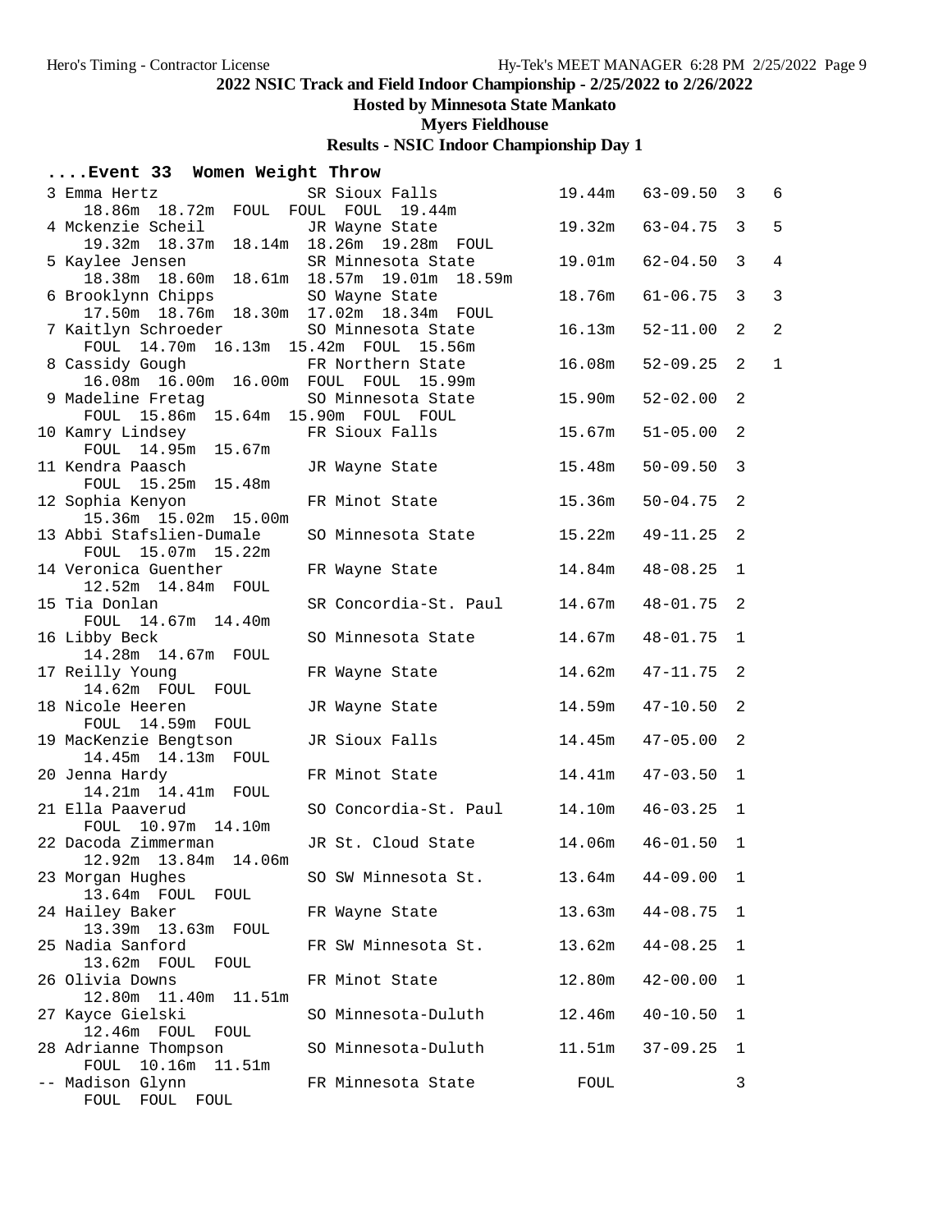## 2022 NSIC Track and Field Indoor Championship - 2/25/2022 to 2/26/2022

### Hosted by Minnesota State Mankato

### Myers Fieldhouse

### Results - NSIC Indoor Championship Day 1

**....Event 33 Women Weight Throw**

| Place | Name | Year | School | Mark | Imperial | Flight | Points |
|---|---|---|---|---|---|---|---|
| 3 | Emma Hertz | SR | Sioux Falls | 19.44m | 63-09.50 | 3 | 6 |
| | 18.86m 18.72m FOUL FOUL FOUL 19.44m | | | | | | |
| 4 | Mckenzie Scheil | JR | Wayne State | 19.32m | 63-04.75 | 3 | 5 |
| | 19.32m 18.37m 18.14m 18.26m 19.28m FOUL | | | | | | |
| 5 | Kaylee Jensen | SR | Minnesota State | 19.01m | 62-04.50 | 3 | 4 |
| | 18.38m 18.60m 18.61m 18.57m 19.01m 18.59m | | | | | | |
| 6 | Brooklynn Chipps | SO | Wayne State | 18.76m | 61-06.75 | 3 | 3 |
| | 17.50m 18.76m 18.30m 17.02m 18.34m FOUL | | | | | | |
| 7 | Kaitlyn Schroeder | SO | Minnesota State | 16.13m | 52-11.00 | 2 | 2 |
| | FOUL 14.70m 16.13m 15.42m FOUL 15.56m | | | | | | |
| 8 | Cassidy Gough | FR | Northern State | 16.08m | 52-09.25 | 2 | 1 |
| | 16.08m 16.00m 16.00m FOUL FOUL 15.99m | | | | | | |
| 9 | Madeline Fretag | SO | Minnesota State | 15.90m | 52-02.00 | 2 | |
| | FOUL 15.86m 15.64m 15.90m FOUL FOUL | | | | | | |
| 10 | Kamry Lindsey | FR | Sioux Falls | 15.67m | 51-05.00 | 2 | |
| | FOUL 14.95m 15.67m | | | | | | |
| 11 | Kendra Paasch | JR | Wayne State | 15.48m | 50-09.50 | 3 | |
| | FOUL 15.25m 15.48m | | | | | | |
| 12 | Sophia Kenyon | FR | Minot State | 15.36m | 50-04.75 | 2 | |
| | 15.36m 15.02m 15.00m | | | | | | |
| 13 | Abbi Stafslien-Dumale | SO | Minnesota State | 15.22m | 49-11.25 | 2 | |
| | FOUL 15.07m 15.22m | | | | | | |
| 14 | Veronica Guenther | FR | Wayne State | 14.84m | 48-08.25 | 1 | |
| | 12.52m 14.84m FOUL | | | | | | |
| 15 | Tia Donlan | SR | Concordia-St. Paul | 14.67m | 48-01.75 | 2 | |
| | FOUL 14.67m 14.40m | | | | | | |
| 16 | Libby Beck | SO | Minnesota State | 14.67m | 48-01.75 | 1 | |
| | 14.28m 14.67m FOUL | | | | | | |
| 17 | Reilly Young | FR | Wayne State | 14.62m | 47-11.75 | 2 | |
| | 14.62m FOUL FOUL | | | | | | |
| 18 | Nicole Heeren | JR | Wayne State | 14.59m | 47-10.50 | 2 | |
| | FOUL 14.59m FOUL | | | | | | |
| 19 | MacKenzie Bengtson | JR | Sioux Falls | 14.45m | 47-05.00 | 2 | |
| | 14.45m 14.13m FOUL | | | | | | |
| 20 | Jenna Hardy | FR | Minot State | 14.41m | 47-03.50 | 1 | |
| | 14.21m 14.41m FOUL | | | | | | |
| 21 | Ella Paaverud | SO | Concordia-St. Paul | 14.10m | 46-03.25 | 1 | |
| | FOUL 10.97m 14.10m | | | | | | |
| 22 | Dacoda Zimmerman | JR | St. Cloud State | 14.06m | 46-01.50 | 1 | |
| | 12.92m 13.84m 14.06m | | | | | | |
| 23 | Morgan Hughes | SO | SW Minnesota St. | 13.64m | 44-09.00 | 1 | |
| | 13.64m FOUL FOUL | | | | | | |
| 24 | Hailey Baker | FR | Wayne State | 13.63m | 44-08.75 | 1 | |
| | 13.39m 13.63m FOUL | | | | | | |
| 25 | Nadia Sanford | FR | SW Minnesota St. | 13.62m | 44-08.25 | 1 | |
| | 13.62m FOUL FOUL | | | | | | |
| 26 | Olivia Downs | FR | Minot State | 12.80m | 42-00.00 | 1 | |
| | 12.80m 11.40m 11.51m | | | | | | |
| 27 | Kayce Gielski | SO | Minnesota-Duluth | 12.46m | 40-10.50 | 1 | |
| | 12.46m FOUL FOUL | | | | | | |
| 28 | Adrianne Thompson | SO | Minnesota-Duluth | 11.51m | 37-09.25 | 1 | |
| | FOUL 10.16m 11.51m | | | | | | |
| -- | Madison Glynn | FR | Minnesota State | FOUL | | 3 | |
| | FOUL FOUL FOUL | | | | | | |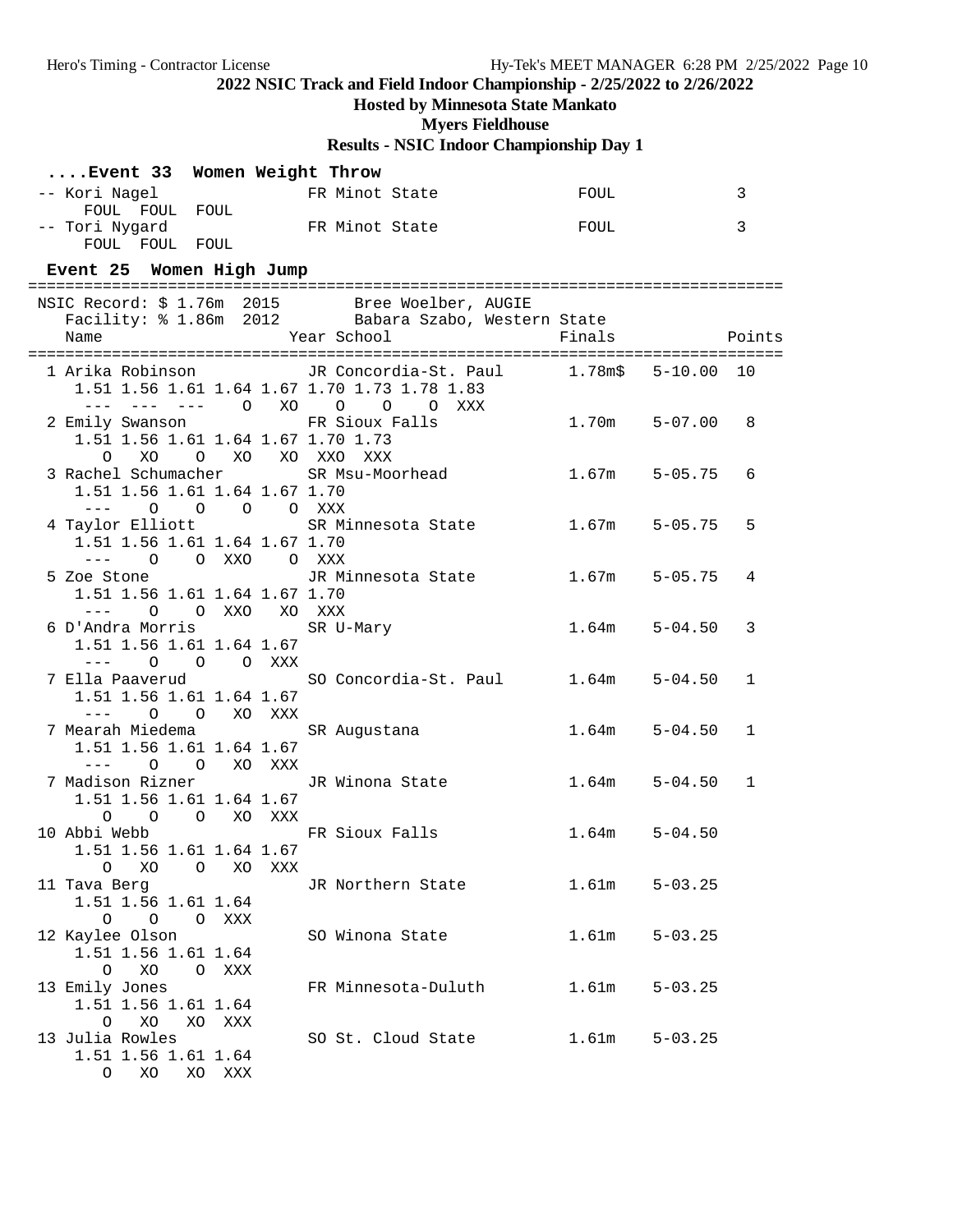2022 NSIC Track and Field Indoor Championship - 2/25/2022 to 2/26/2022

Hosted by Minnesota State Mankato

Myers Fieldhouse

Results - NSIC Indoor Championship Day 1

### ....Event 33 Women Weight Throw

```
-- Kori Nagel                FR Minot State            FOUL             3
     FOUL  FOUL  FOUL
-- Tori Nygard               FR Minot State            FOUL             3
     FOUL  FOUL  FOUL
```

### Event 25 Women High Jump

```
=================================================================================
 NSIC Record: $ 1.76m  2015        Bree Woelber, AUGIE
   Facility: % 1.86m  2012        Babara Szabo, Western State
    Name                    Year School                 Finals            Points
=================================================================================
  1 Arika Robinson          JR Concordia-St. Paul      1.78m$   5-10.00  10
      1.51 1.56 1.61 1.64 1.67 1.70 1.73 1.78 1.83
       ---  ---  ---    O   XO    O    O    O  XXX
  2 Emily Swanson           FR Sioux Falls             1.70m    5-07.00   8
      1.51 1.56 1.61 1.64 1.67 1.70 1.73
         O   XO    O   XO   XO  XXO  XXX
  3 Rachel Schumacher       SR Msu-Moorhead            1.67m    5-05.75   6
      1.51 1.56 1.61 1.64 1.67 1.70
       ---    O    O    O    O  XXX
  4 Taylor Elliott          SR Minnesota State         1.67m    5-05.75   5
      1.51 1.56 1.61 1.64 1.67 1.70
       ---    O    O  XXO    O  XXX
  5 Zoe Stone               JR Minnesota State         1.67m    5-05.75   4
      1.51 1.56 1.61 1.64 1.67 1.70
       ---    O    O  XXO   XO  XXX
  6 D'Andra Morris          SR U-Mary                  1.64m    5-04.50   3
      1.51 1.56 1.61 1.64 1.67
       ---    O    O    O  XXX
  7 Ella Paaverud           SO Concordia-St. Paul      1.64m    5-04.50   1
      1.51 1.56 1.61 1.64 1.67
       ---    O    O   XO  XXX
  7 Mearah Miedema          SR Augustana               1.64m    5-04.50   1
      1.51 1.56 1.61 1.64 1.67
       ---    O    O   XO  XXX
  7 Madison Rizner          JR Winona State            1.64m    5-04.50   1
      1.51 1.56 1.61 1.64 1.67
         O    O    O   XO  XXX
 10 Abbi Webb               FR Sioux Falls             1.64m    5-04.50
      1.51 1.56 1.61 1.64 1.67
         O   XO    O   XO  XXX
 11 Tava Berg               JR Northern State          1.61m    5-03.25
      1.51 1.56 1.61 1.64
         O    O    O  XXX
 12 Kaylee Olson            SO Winona State            1.61m    5-03.25
      1.51 1.56 1.61 1.64
         O   XO    O  XXX
 13 Emily Jones             FR Minnesota-Duluth        1.61m    5-03.25
      1.51 1.56 1.61 1.64
         O   XO   XO  XXX
 13 Julia Rowles            SO St. Cloud State         1.61m    5-03.25
      1.51 1.56 1.61 1.64
         O   XO   XO  XXX
```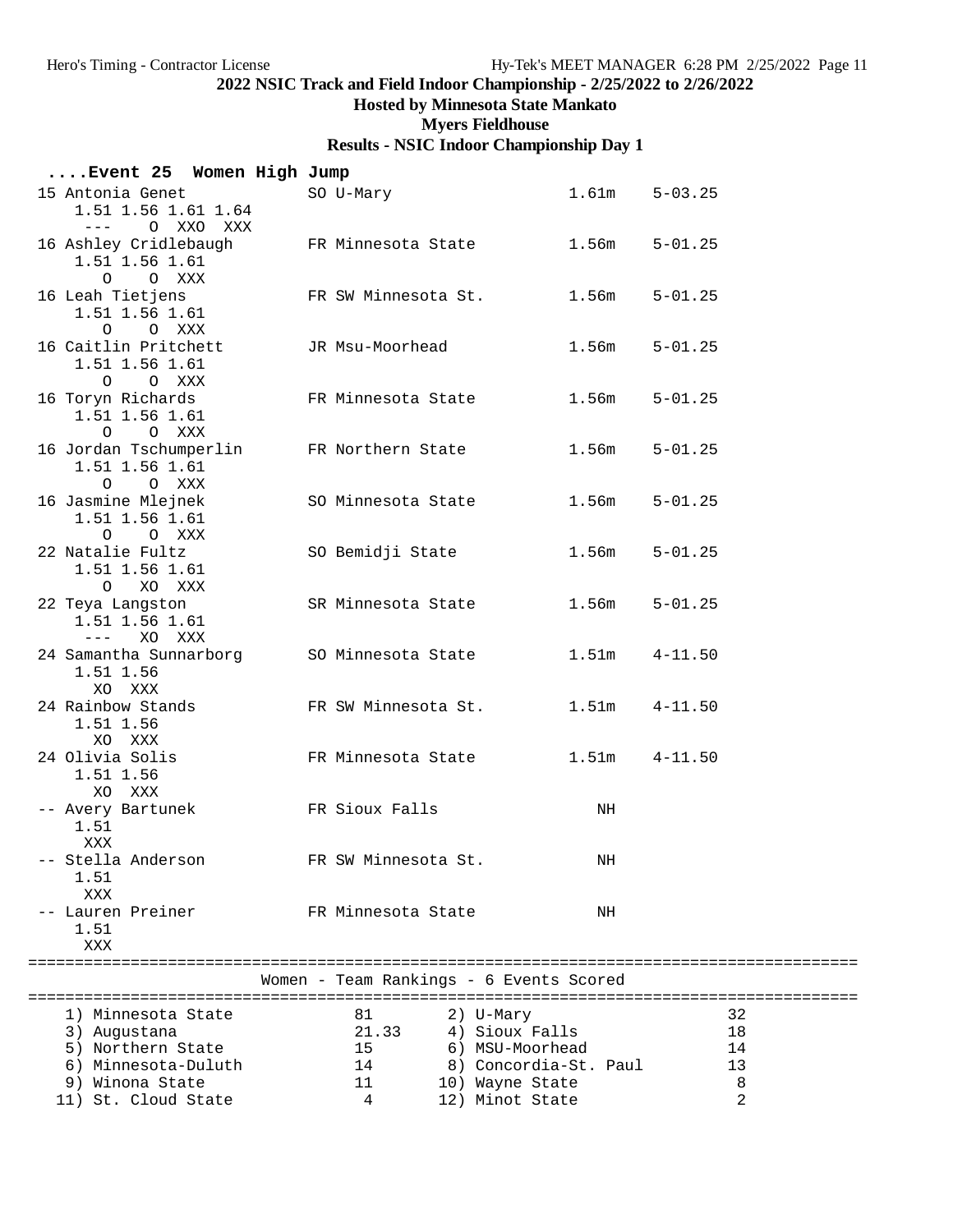**2022 NSIC Track and Field Indoor Championship - 2/25/2022 to 2/26/2022**

**Hosted by Minnesota State Mankato**

**Myers Fieldhouse**

**Results - NSIC Indoor Championship Day 1**

```
....Event 25  Women High Jump
 15 Antonia Genet           SO U-Mary                 1.61m    5-03.25
     1.51 1.56 1.61 1.64
      ---    O  XXO  XXX
 16 Ashley Cridlebaugh      FR Minnesota State        1.56m    5-01.25
     1.51 1.56 1.61
       O    O  XXX
 16 Leah Tietjens           FR SW Minnesota St.       1.56m    5-01.25
     1.51 1.56 1.61
       O    O  XXX
 16 Caitlin Pritchett       JR Msu-Moorhead           1.56m    5-01.25
     1.51 1.56 1.61
       O    O  XXX
 16 Toryn Richards          FR Minnesota State        1.56m    5-01.25
     1.51 1.56 1.61
       O    O  XXX
 16 Jordan Tschumperlin     FR Northern State         1.56m    5-01.25
     1.51 1.56 1.61
       O    O  XXX
 16 Jasmine Mlejnek         SO Minnesota State        1.56m    5-01.25
     1.51 1.56 1.61
       O    O  XXX
 22 Natalie Fultz           SO Bemidji State          1.56m    5-01.25
     1.51 1.56 1.61
       O   XO  XXX
 22 Teya Langston           SR Minnesota State        1.56m    5-01.25
     1.51 1.56 1.61
      ---   XO  XXX
 24 Samantha Sunnarborg     SO Minnesota State        1.51m    4-11.50
     1.51 1.56
      XO  XXX
 24 Rainbow Stands          FR SW Minnesota St.       1.51m    4-11.50
     1.51 1.56
      XO  XXX
 24 Olivia Solis            FR Minnesota State        1.51m    4-11.50
     1.51 1.56
      XO  XXX
 -- Avery Bartunek          FR Sioux Falls               NH
     1.51
      XXX
 -- Stella Anderson         FR SW Minnesota St.          NH
     1.51
      XXX
 -- Lauren Preiner          FR Minnesota State           NH
     1.51
      XXX
```

**Women - Team Rankings - 6 Events Scored**

| Rank | Team | Points | Rank | Team | Points |
|---|---|---|---|---|---|
| 1) | Minnesota State | 81 | 2) | U-Mary | 32 |
| 3) | Augustana | 21.33 | 4) | Sioux Falls | 18 |
| 5) | Northern State | 15 | 6) | MSU-Moorhead | 14 |
| 6) | Minnesota-Duluth | 14 | 8) | Concordia-St. Paul | 13 |
| 9) | Winona State | 11 | 10) | Wayne State | 8 |
| 11) | St. Cloud State | 4 | 12) | Minot State | 2 |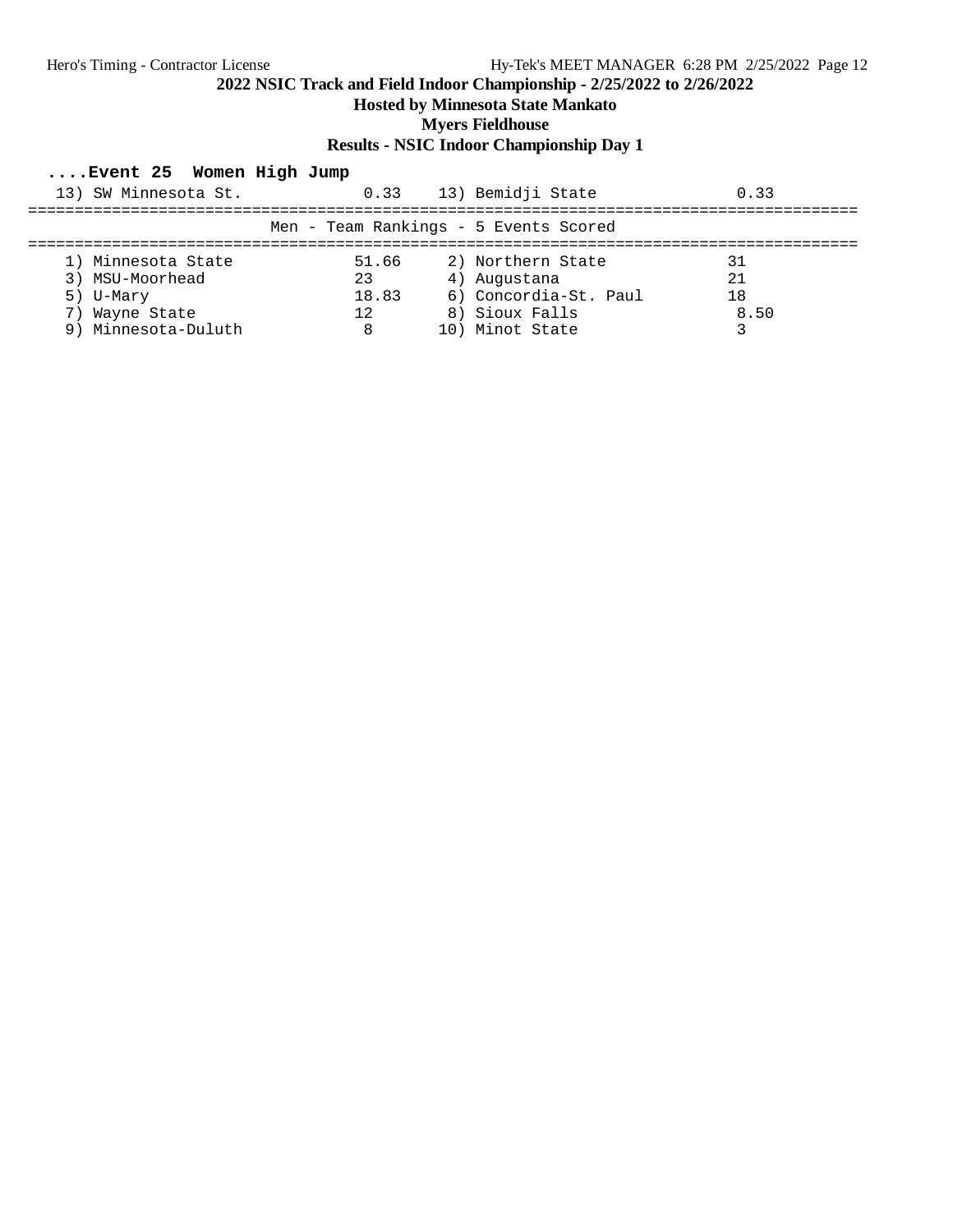## 2022 NSIC Track and Field Indoor Championship - 2/25/2022 to 2/26/2022

**Hosted by Minnesota State Mankato**

**Myers Fieldhouse**

**Results - NSIC Indoor Championship Day 1**

### ....Event 25 Women High Jump

| | | | |
|---|---|---|---|
| 13) SW Minnesota St. | 0.33 | 13) Bemidji State | 0.33 |

### Men - Team Rankings - 5 Events Scored

| | | | |
|---|---|---|---|
| 1) Minnesota State | 51.66 | 2) Northern State | 31 |
| 3) MSU-Moorhead | 23 | 4) Augustana | 21 |
| 5) U-Mary | 18.83 | 6) Concordia-St. Paul | 18 |
| 7) Wayne State | 12 | 8) Sioux Falls | 8.50 |
| 9) Minnesota-Duluth | 8 | 10) Minot State | 3 |